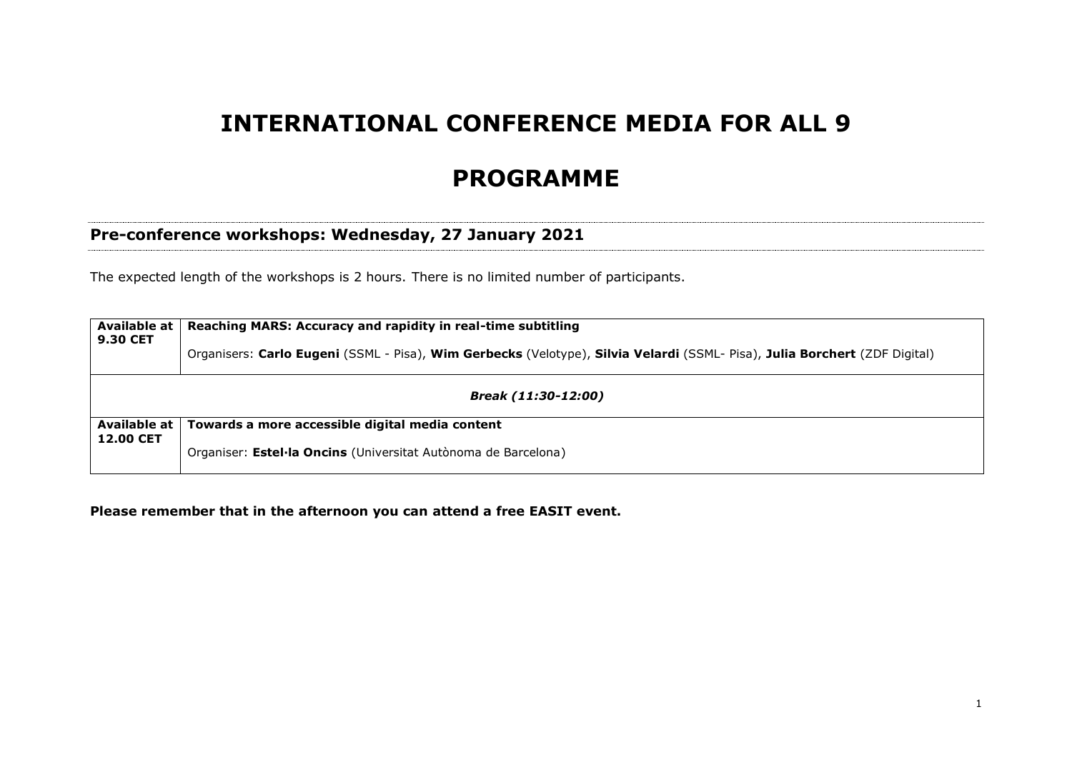# INTERNATIONAL CONFERENCE MEDIA FOR ALL 9

# PROGRAMME

## Pre-conference workshops: Wednesday, 27 January 2021

The expected length of the workshops is 2 hours. There is no limited number of participants.

| | |
|---|---|
| **Available at 9.30 CET** | **Reaching MARS: Accuracy and rapidity in real-time subtitling**<br><br>Organisers: **Carlo Eugeni** (SSML - Pisa), **Wim Gerbecks** (Velotype), **Silvia Velardi** (SSML- Pisa), **Julia Borchert** (ZDF Digital) |
| ***Break (11:30-12:00)*** | |
| **Available at 12.00 CET** | **Towards a more accessible digital media content**<br><br>Organiser: **Estel·la Oncins** (Universitat Autònoma de Barcelona) |

**Please remember that in the afternoon you can attend a free EASIT event.**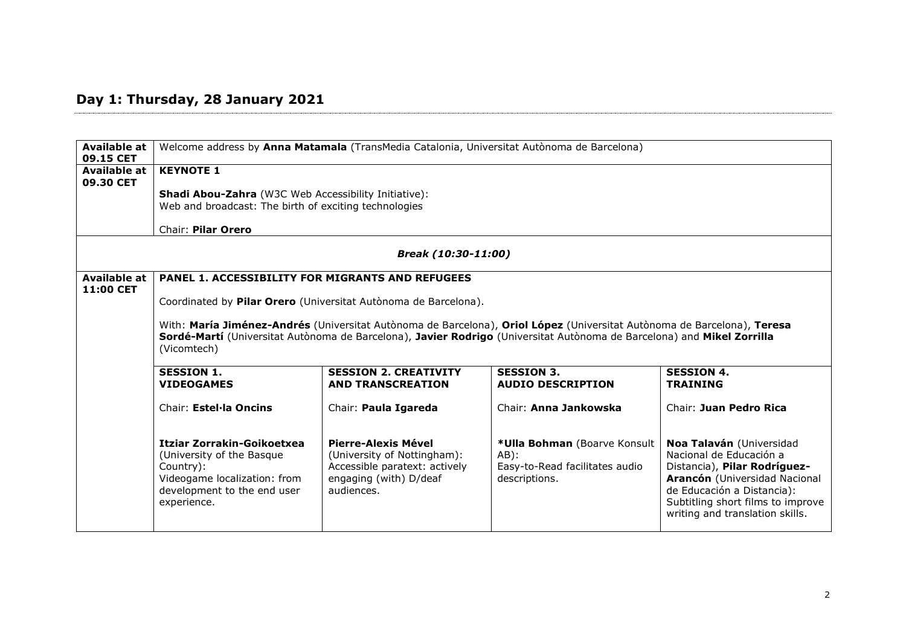## Day 1: Thursday, 28 January 2021

| | | | | |
|---|---|---|---|---|
| **Available at 09.15 CET** | Welcome address by **Anna Matamala** (TransMedia Catalonia, Universitat Autònoma de Barcelona) | | | |
| **Available at 09.30 CET** | **KEYNOTE 1**<br><br>**Shadi Abou-Zahra** (W3C Web Accessibility Initiative):<br>Web and broadcast: The birth of exciting technologies<br><br>Chair: **Pilar Orero** | | | |
| ***Break (10:30-11:00)*** | | | | |
| **Available at 11:00 CET** | **PANEL 1. ACCESSIBILITY FOR MIGRANTS AND REFUGEES**<br><br>Coordinated by **Pilar Orero** (Universitat Autònoma de Barcelona).<br><br>With: **María Jiménez-Andrés** (Universitat Autònoma de Barcelona), **Oriol López** (Universitat Autònoma de Barcelona), **Teresa Sordé-Martí** (Universitat Autònoma de Barcelona), **Javier Rodrigo** (Universitat Autònoma de Barcelona) and **Mikel Zorrilla** (Vicomtech) | | | |
| | **SESSION 1. VIDEOGAMES**<br><br>Chair: **Estel·la Oncins** | **SESSION 2. CREATIVITY AND TRANSCREATION**<br><br>Chair: **Paula Igareda** | **SESSION 3. AUDIO DESCRIPTION**<br><br>Chair: **Anna Jankowska** | **SESSION 4. TRAINING**<br><br>Chair: **Juan Pedro Rica** |
| | **Itziar Zorrakin-Goikoetxea** (University of the Basque Country):<br>Videogame localization: from development to the end user experience. | **Pierre-Alexis Mével** (University of Nottingham):<br>Accessible paratext: actively engaging (with) D/deaf audiences. | ***Ulla Bohman** (Boarve Konsult AB):<br>Easy-to-Read facilitates audio descriptions. | **Noa Talaván** (Universidad Nacional de Educación a Distancia), **Pilar Rodríguez-Arancón** (Universidad Nacional de Educación a Distancia):<br>Subtitling short films to improve writing and translation skills. |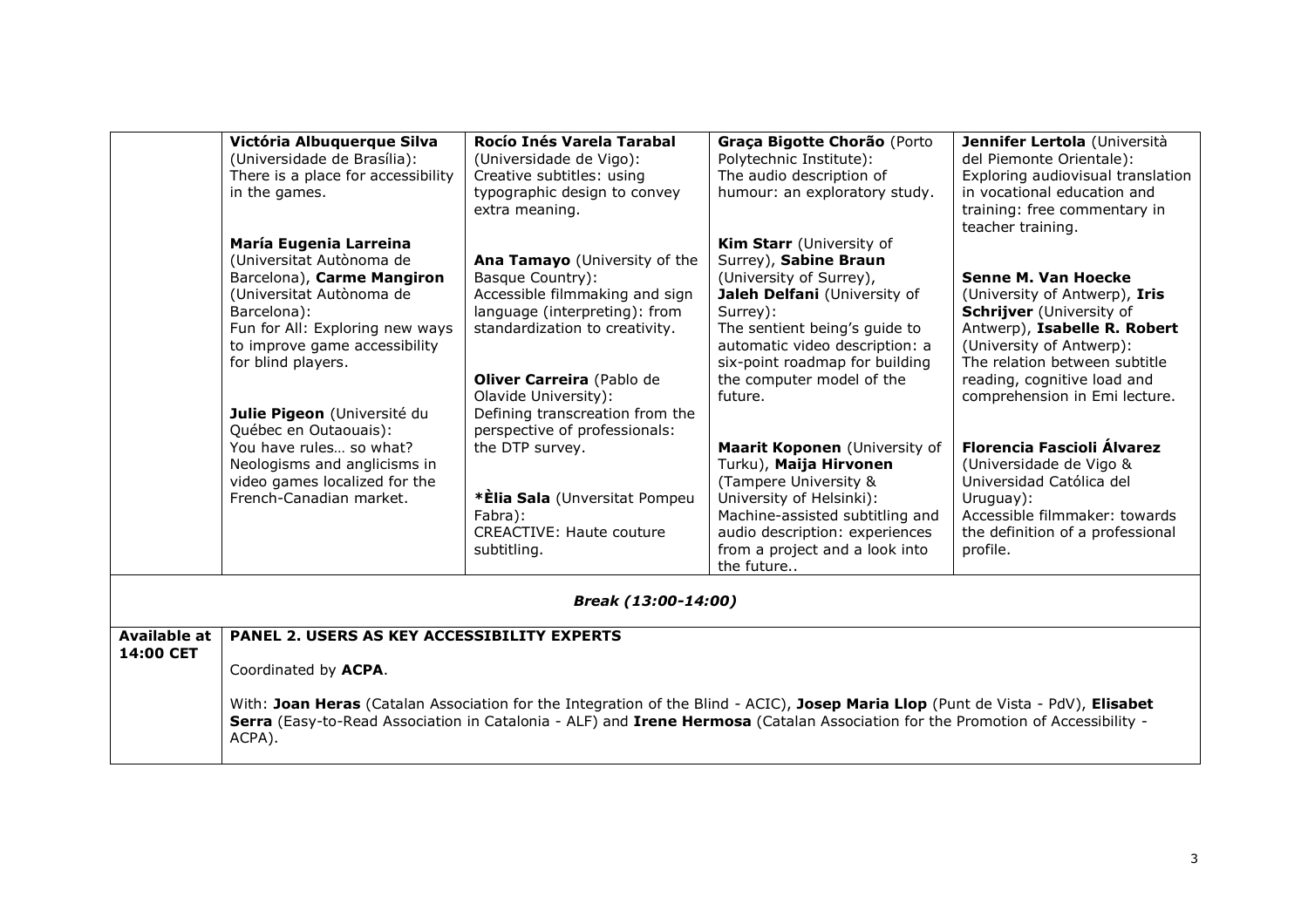| | | | | |
|---|---|---|---|---|
| | **Victória Albuquerque Silva** (Universidade de Brasília): There is a place for accessibility in the games.<br><br>**María Eugenia Larreina** (Universitat Autònoma de Barcelona), **Carme Mangiron** (Universitat Autònoma de Barcelona): Fun for All: Exploring new ways to improve game accessibility for blind players.<br><br>**Julie Pigeon** (Université du Québec en Outaouais): You have rules… so what? Neologisms and anglicisms in video games localized for the French-Canadian market. | **Rocío Inés Varela Tarabal** (Universidade de Vigo): Creative subtitles: using typographic design to convey extra meaning.<br><br>**Ana Tamayo** (University of the Basque Country): Accessible filmmaking and sign language (interpreting): from standardization to creativity.<br><br>**Oliver Carreira** (Pablo de Olavide University): Defining transcreation from the perspective of professionals: the DTP survey.<br><br>***Èlia Sala** (Unversitat Pompeu Fabra): CREACTIVE: Haute couture subtitling. | **Graça Bigotte Chorão** (Porto Polytechnic Institute): The audio description of humour: an exploratory study.<br><br>**Kim Starr** (University of Surrey), **Sabine Braun** (University of Surrey), **Jaleh Delfani** (University of Surrey): The sentient being's guide to automatic video description: a six-point roadmap for building the computer model of the future.<br><br>**Maarit Koponen** (University of Turku), **Maija Hirvonen** (Tampere University & University of Helsinki): Machine-assisted subtitling and audio description: experiences from a project and a look into the future.. | **Jennifer Lertola** (Università del Piemonte Orientale): Exploring audiovisual translation in vocational education and training: free commentary in teacher training.<br><br>**Senne M. Van Hoecke** (University of Antwerp), **Iris Schrijver** (University of Antwerp), **Isabelle R. Robert** (University of Antwerp): The relation between subtitle reading, cognitive load and comprehension in Emi lecture.<br><br>**Florencia Fascioli Álvarez** (Universidade de Vigo & Universidad Católica del Uruguay): Accessible filmmaker: towards the definition of a professional profile. |
| *Break (13:00-14:00)* | | | | |
| **Available at 14:00 CET** | **PANEL 2. USERS AS KEY ACCESSIBILITY EXPERTS**<br><br>Coordinated by **ACPA**.<br><br>With: **Joan Heras** (Catalan Association for the Integration of the Blind - ACIC), **Josep Maria Llop** (Punt de Vista - PdV), **Elisabet Serra** (Easy-to-Read Association in Catalonia - ALF) and **Irene Hermosa** (Catalan Association for the Promotion of Accessibility - ACPA). | | | |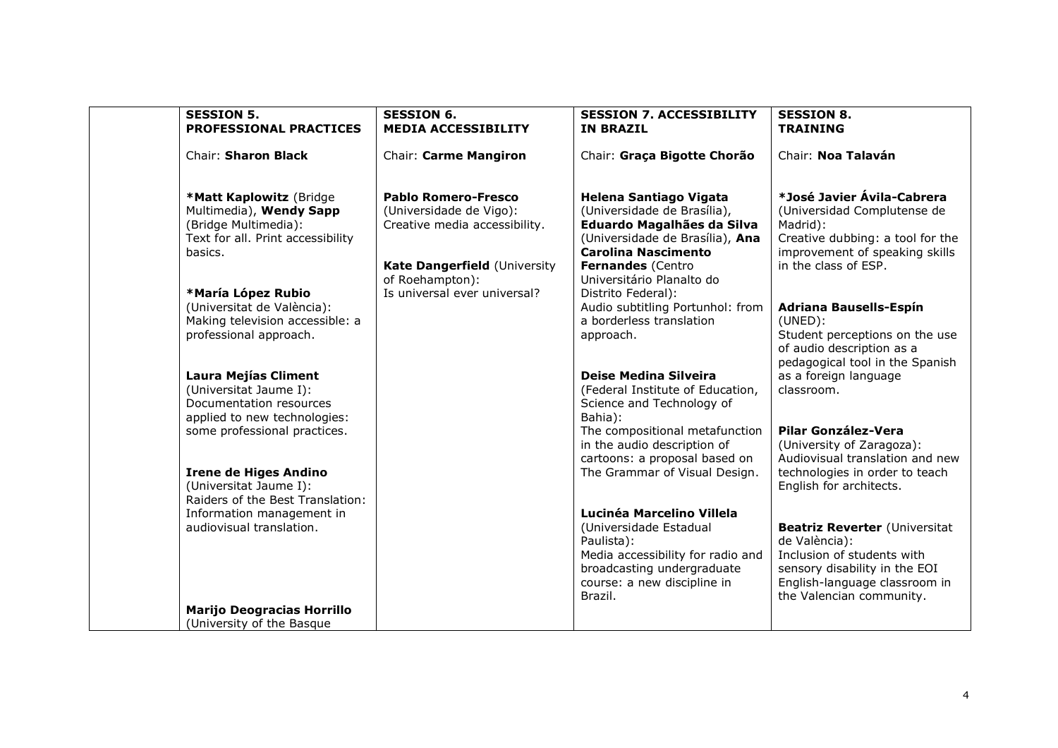| | SESSION 5. PROFESSIONAL PRACTICES | SESSION 6. MEDIA ACCESSIBILITY | SESSION 7. ACCESSIBILITY IN BRAZIL | SESSION 8. TRAINING |
|---|---|---|---|---|
| | Chair: **Sharon Black** | Chair: **Carme Mangiron** | Chair: **Graça Bigotte Chorão** | Chair: **Noa Talaván** |
| | ***Matt Kaplowitz** (Bridge Multimedia), **Wendy Sapp** (Bridge Multimedia): Text for all. Print accessibility basics.<br><br>***María López Rubio** (Universitat de València): Making television accessible: a professional approach.<br><br>**Laura Mejías Climent** (Universitat Jaume I): Documentation resources applied to new technologies: some professional practices.<br><br>**Irene de Higes Andino** (Universitat Jaume I): Raiders of the Best Translation: Information management in audiovisual translation.<br><br>**Marijo Deogracias Horrillo** (University of the Basque | **Pablo Romero-Fresco** (Universidade de Vigo): Creative media accessibility.<br><br>**Kate Dangerfield** (University of Roehampton): Is universal ever universal? | **Helena Santiago Vigata** (Universidade de Brasília), **Eduardo Magalhães da Silva** (Universidade de Brasília), **Ana Carolina Nascimento Fernandes** (Centro Universitário Planalto do Distrito Federal): Audio subtitling Portunhol: from a borderless translation approach.<br><br>**Deise Medina Silveira** (Federal Institute of Education, Science and Technology of Bahia): The compositional metafunction in the audio description of cartoons: a proposal based on The Grammar of Visual Design.<br><br>**Lucinéa Marcelino Villela** (Universidade Estadual Paulista): Media accessibility for radio and broadcasting undergraduate course: a new discipline in Brazil. | ***José Javier Ávila-Cabrera** (Universidad Complutense de Madrid): Creative dubbing: a tool for the improvement of speaking skills in the class of ESP.<br><br>**Adriana Bausells-Espín** (UNED): Student perceptions on the use of audio description as a pedagogical tool in the Spanish as a foreign language classroom.<br><br>**Pilar González-Vera** (University of Zaragoza): Audiovisual translation and new technologies in order to teach English for architects.<br><br>**Beatriz Reverter** (Universitat de València): Inclusion of students with sensory disability in the EOI English-language classroom in the Valencian community. |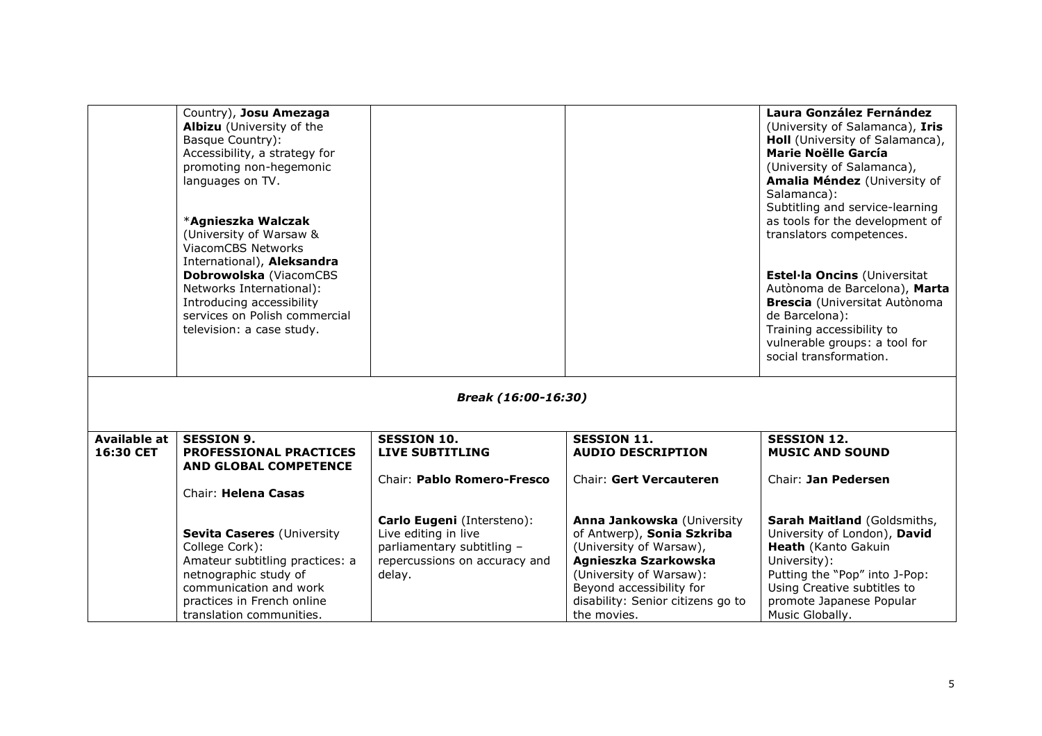| | | | | |
|---|---|---|---|---|
| | Country), **Josu Amezaga Albizu** (University of the Basque Country): Accessibility, a strategy for promoting non-hegemonic languages on TV.<br><br>*__Agnieszka Walczak__ (University of Warsaw & ViacomCBS Networks International), **Aleksandra Dobrowolska** (ViacomCBS Networks International): Introducing accessibility services on Polish commercial television: a case study. | | | **Laura González Fernández** (University of Salamanca), **Iris Holl** (University of Salamanca), **Marie Noëlle García** (University of Salamanca), **Amalia Méndez** (University of Salamanca): Subtitling and service-learning as tools for the development of translators competences.<br><br>**Estel·la Oncins** (Universitat Autònoma de Barcelona), **Marta Brescia** (Universitat Autònoma de Barcelona): Training accessibility to vulnerable groups: a tool for social transformation. |
| ***Break (16:00-16:30)*** | | | | |
| **Available at 16:30 CET** | **SESSION 9. PROFESSIONAL PRACTICES AND GLOBAL COMPETENCE**<br><br>Chair: **Helena Casas** | **SESSION 10. LIVE SUBTITLING**<br><br>Chair: **Pablo Romero-Fresco** | **SESSION 11. AUDIO DESCRIPTION**<br><br>Chair: **Gert Vercauteren** | **SESSION 12. MUSIC AND SOUND**<br><br>Chair: **Jan Pedersen** |
| | **Sevita Caseres** (University College Cork): Amateur subtitling practices: a netnographic study of communication and work practices in French online translation communities. | **Carlo Eugeni** (Intersteno): Live editing in live parliamentary subtitling – repercussions on accuracy and delay. | **Anna Jankowska** (University of Antwerp), **Sonia Szkriba** (University of Warsaw), **Agnieszka Szarkowska** (University of Warsaw): Beyond accessibility for disability: Senior citizens go to the movies. | **Sarah Maitland** (Goldsmiths, University of London), **David Heath** (Kanto Gakuin University): Putting the "Pop" into J-Pop: Using Creative subtitles to promote Japanese Popular Music Globally. |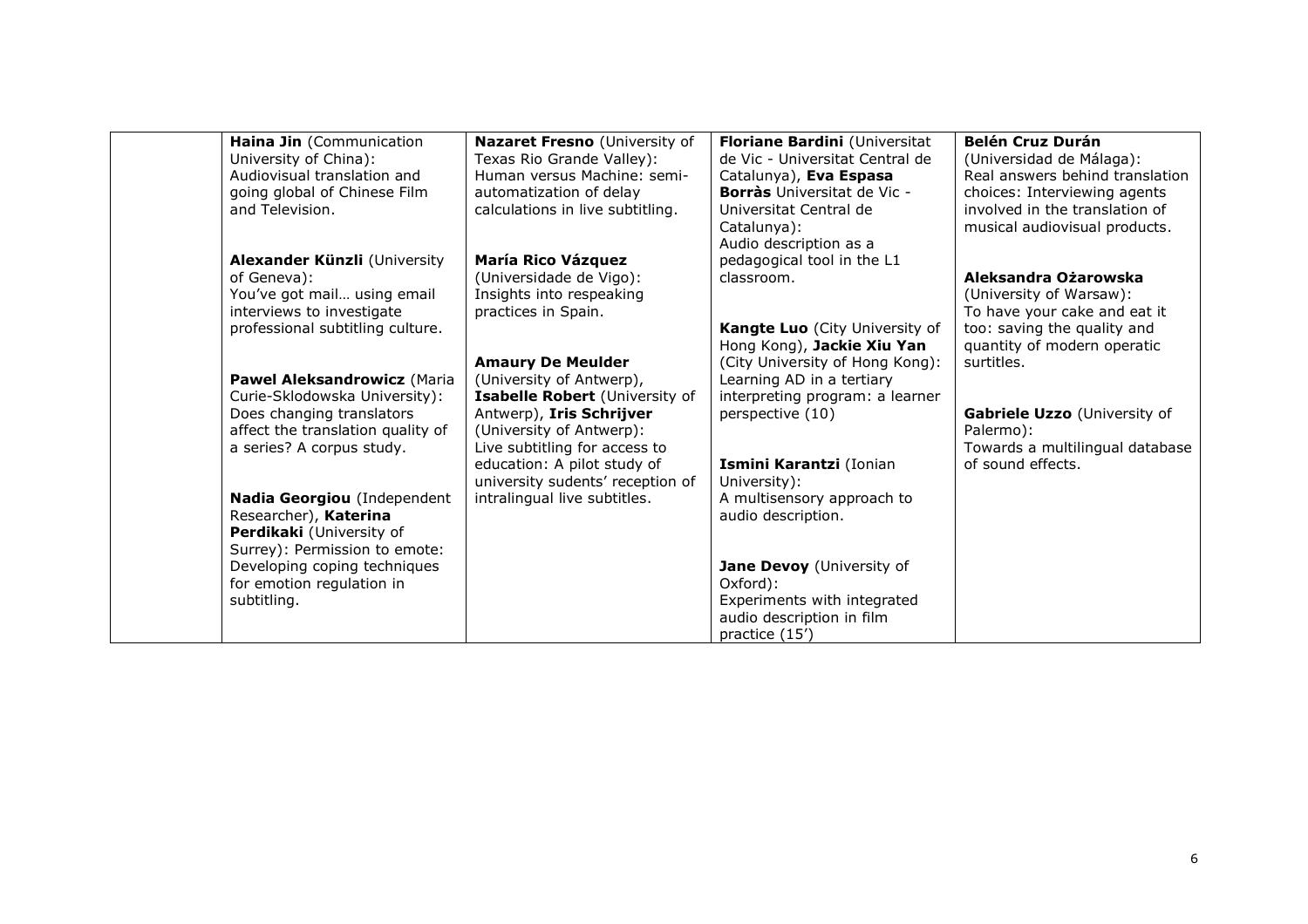| | | | | |
|---|---|---|---|---|
| | **Haina Jin** (Communication University of China): Audiovisual translation and going global of Chinese Film and Television.<br><br>**Alexander Künzli** (University of Geneva): You've got mail… using email interviews to investigate professional subtitling culture.<br><br>**Pawel Aleksandrowicz** (Maria Curie-Sklodowska University): Does changing translators affect the translation quality of a series? A corpus study.<br><br>**Nadia Georgiou** (Independent Researcher), **Katerina Perdikaki** (University of Surrey): Permission to emote: Developing coping techniques for emotion regulation in subtitling. | **Nazaret Fresno** (University of Texas Rio Grande Valley): Human versus Machine: semi-automatization of delay calculations in live subtitling.<br><br>**María Rico Vázquez** (Universidade de Vigo): Insights into respeaking practices in Spain.<br><br>**Amaury De Meulder** (University of Antwerp), **Isabelle Robert** (University of Antwerp), **Iris Schrijver** (University of Antwerp): Live subtitling for access to education: A pilot study of university sudents' reception of intralingual live subtitles. | **Floriane Bardini** (Universitat de Vic - Universitat Central de Catalunya), **Eva Espasa Borràs** Universitat de Vic - Universitat Central de Catalunya): Audio description as a pedagogical tool in the L1 classroom.<br><br>**Kangte Luo** (City University of Hong Kong), **Jackie Xiu Yan** (City University of Hong Kong): Learning AD in a tertiary interpreting program: a learner perspective (10)<br><br>**Ismini Karantzi** (Ionian University): A multisensory approach to audio description.<br><br>**Jane Devoy** (University of Oxford): Experiments with integrated audio description in film practice (15') | **Belén Cruz Durán** (Universidad de Málaga): Real answers behind translation choices: Interviewing agents involved in the translation of musical audiovisual products.<br><br>**Aleksandra Ożarowska** (University of Warsaw): To have your cake and eat it too: saving the quality and quantity of modern operatic surtitles.<br><br>**Gabriele Uzzo** (University of Palermo): Towards a multilingual database of sound effects. |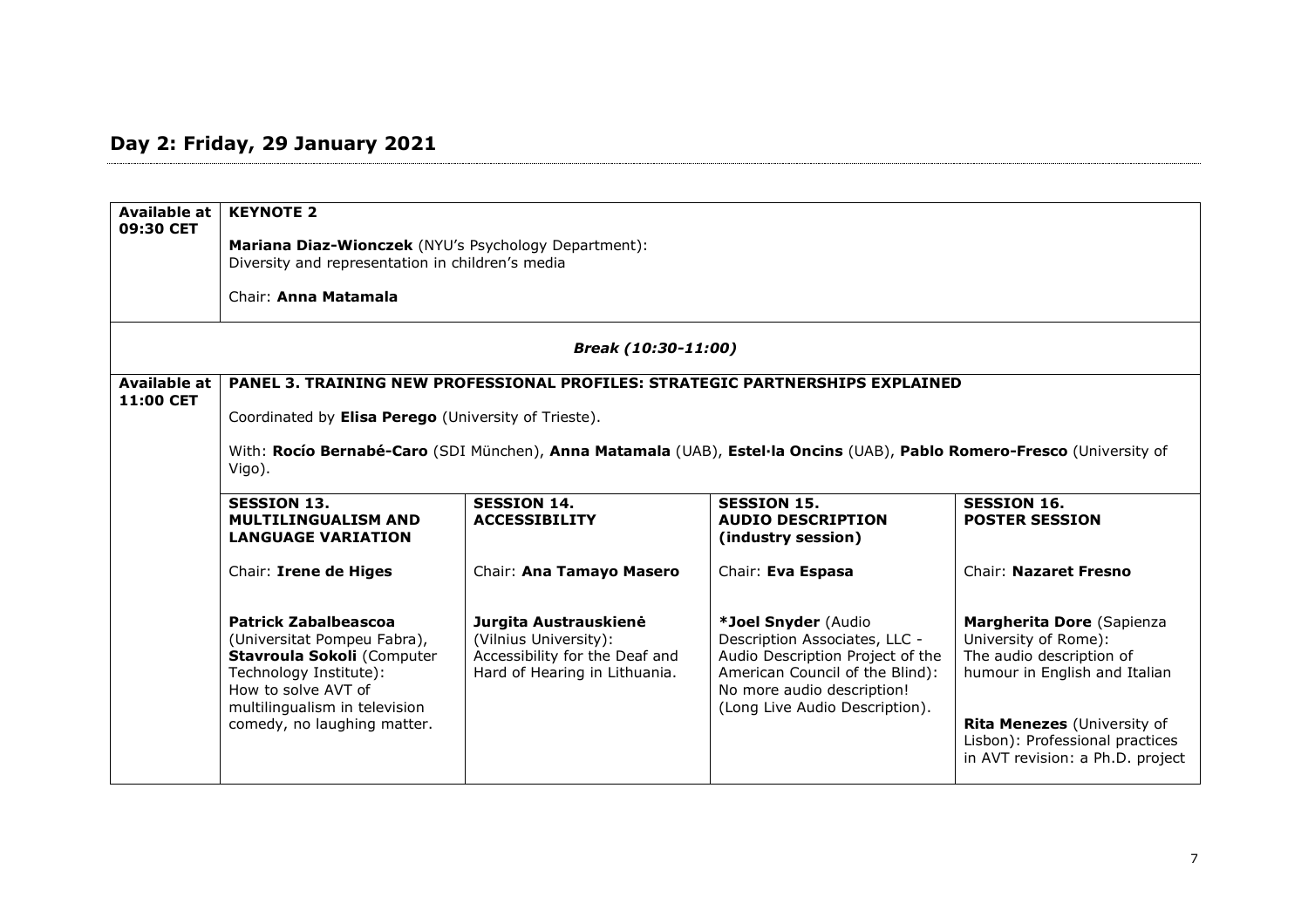## Day 2: Friday, 29 January 2021

| Available at 09:30 CET | **KEYNOTE 2**<br><br>**Mariana Diaz-Wionczek** (NYU's Psychology Department):<br>Diversity and representation in children's media<br><br>Chair: **Anna Matamala** | | | |
|---|---|---|---|---|
| | | | *Break (10:30-11:00)* | |
| Available at 11:00 CET | **PANEL 3. TRAINING NEW PROFESSIONAL PROFILES: STRATEGIC PARTNERSHIPS EXPLAINED**<br><br>Coordinated by **Elisa Perego** (University of Trieste).<br><br>With: **Rocío Bernabé-Caro** (SDI München), **Anna Matamala** (UAB), **Estel·la Oncins** (UAB), **Pablo Romero-Fresco** (University of Vigo). | | | |
| | **SESSION 13. MULTILINGUALISM AND LANGUAGE VARIATION**<br><br>Chair: **Irene de Higes** | **SESSION 14. ACCESSIBILITY**<br><br>Chair: **Ana Tamayo Masero** | **SESSION 15. AUDIO DESCRIPTION (industry session)**<br><br>Chair: **Eva Espasa** | **SESSION 16. POSTER SESSION**<br><br>Chair: **Nazaret Fresno** |
| | **Patrick Zabalbeascoa** (Universitat Pompeu Fabra), **Stavroula Sokoli** (Computer Technology Institute): How to solve AVT of multilingualism in television comedy, no laughing matter. | **Jurgita Austrauskienė** (Vilnius University): Accessibility for the Deaf and Hard of Hearing in Lithuania. | ***Joel Snyder** (Audio Description Associates, LLC - Audio Description Project of the American Council of the Blind): No more audio description! (Long Live Audio Description). | **Margherita Dore** (Sapienza University of Rome): The audio description of humour in English and Italian<br><br>**Rita Menezes** (University of Lisbon): Professional practices in AVT revision: a Ph.D. project |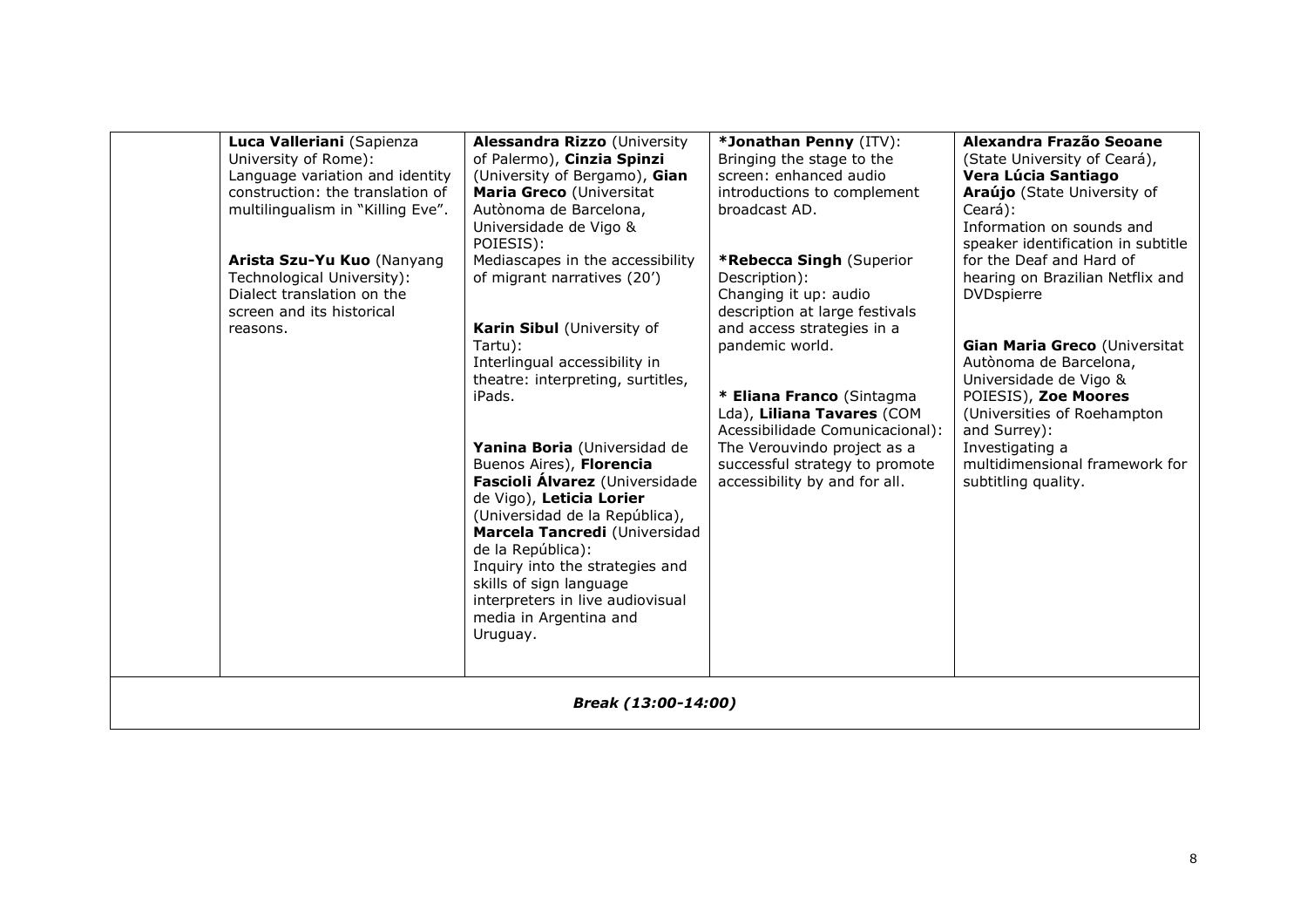| | | | | |
|---|---|---|---|---|
| | **Luca Valleriani** (Sapienza University of Rome): Language variation and identity construction: the translation of multilingualism in "Killing Eve".<br><br>**Arista Szu-Yu Kuo** (Nanyang Technological University): Dialect translation on the screen and its historical reasons. | **Alessandra Rizzo** (University of Palermo), **Cinzia Spinzi** (University of Bergamo), **Gian Maria Greco** (Universitat Autònoma de Barcelona, Universidade de Vigo & POIESIS): Mediascapes in the accessibility of migrant narratives (20')<br><br>**Karin Sibul** (University of Tartu): Interlingual accessibility in theatre: interpreting, surtitles, iPads.<br><br>**Yanina Boria** (Universidad de Buenos Aires), **Florencia Fascioli Álvarez** (Universidade de Vigo), **Leticia Lorier** (Universidad de la República), **Marcela Tancredi** (Universidad de la República): Inquiry into the strategies and skills of sign language interpreters in live audiovisual media in Argentina and Uruguay. | ***Jonathan Penny** (ITV): Bringing the stage to the screen: enhanced audio introductions to complement broadcast AD.<br><br>***Rebecca Singh** (Superior Description): Changing it up: audio description at large festivals and access strategies in a pandemic world.<br><br>* **Eliana Franco** (Sintagma Lda), **Liliana Tavares** (COM Acessibilidade Comunicacional): The Verouvindo project as a successful strategy to promote accessibility by and for all. | **Alexandra Frazão Seoane** (State University of Ceará), **Vera Lúcia Santiago Araújo** (State University of Ceará): Information on sounds and speaker identification in subtitle for the Deaf and Hard of hearing on Brazilian Netflix and DVDspierre<br><br>**Gian Maria Greco** (Universitat Autònoma de Barcelona, Universidade de Vigo & POIESIS), **Zoe Moores** (Universities of Roehampton and Surrey): Investigating a multidimensional framework for subtitling quality. |
| ***Break (13:00-14:00)*** | | | | |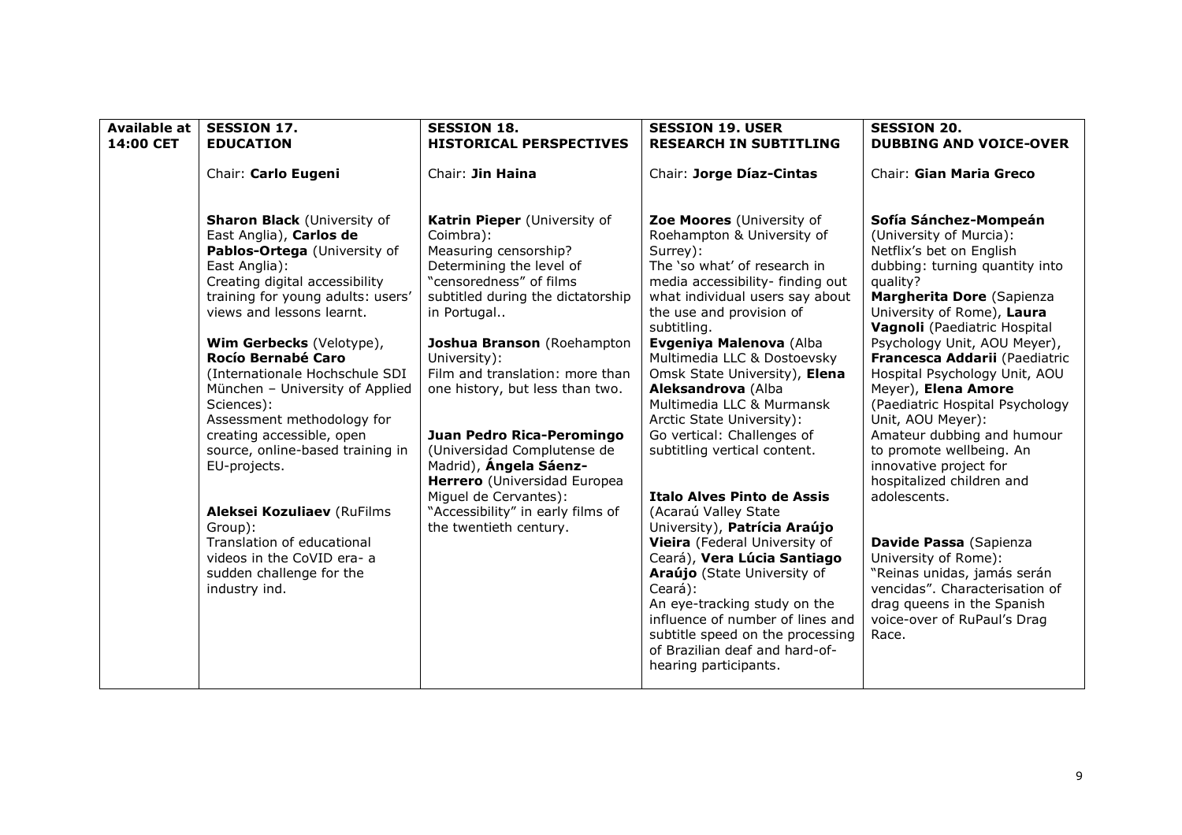| **Available at 14:00 CET** | **SESSION 17. EDUCATION** | **SESSION 18. HISTORICAL PERSPECTIVES** | **SESSION 19. USER RESEARCH IN SUBTITLING** | **SESSION 20. DUBBING AND VOICE-OVER** |
|---|---|---|---|---|
| | Chair: **Carlo Eugeni** | Chair: **Jin Haina** | Chair: **Jorge Díaz-Cintas** | Chair: **Gian Maria Greco** |
| | **Sharon Black** (University of East Anglia), **Carlos de Pablos-Ortega** (University of East Anglia): Creating digital accessibility training for young adults: users' views and lessons learnt.<br><br>**Wim Gerbecks** (Velotype), **Rocío Bernabé Caro** (Internationale Hochschule SDI München – University of Applied Sciences): Assessment methodology for creating accessible, open source, online-based training in EU-projects.<br><br>**Aleksei Kozuliaev** (RuFilms Group): Translation of educational videos in the CoVID era- a sudden challenge for the industry ind. | **Katrin Pieper** (University of Coimbra): Measuring censorship? Determining the level of "censoredness" of films subtitled during the dictatorship in Portugal..<br><br>**Joshua Branson** (Roehampton University): Film and translation: more than one history, but less than two.<br><br>**Juan Pedro Rica-Peromingo** (Universidad Complutense de Madrid), **Ángela Sáenz-Herrero** (Universidad Europea Miguel de Cervantes): "Accessibility" in early films of the twentieth century. | **Zoe Moores** (University of Roehampton & University of Surrey): The 'so what' of research in media accessibility- finding out what individual users say about the use and provision of subtitling.<br>**Evgeniya Malenova** (Alba Multimedia LLC & Dostoevsky Omsk State University), **Elena Aleksandrova** (Alba Multimedia LLC & Murmansk Arctic State University): Go vertical: Challenges of subtitling vertical content.<br><br>**Italo Alves Pinto de Assis** (Acaraú Valley State University), **Patrícia Araújo Vieira** (Federal University of Ceará), **Vera Lúcia Santiago Araújo** (State University of Ceará): An eye-tracking study on the influence of number of lines and subtitle speed on the processing of Brazilian deaf and hard-of-hearing participants. | **Sofía Sánchez-Mompeán** (University of Murcia): Netflix's bet on English dubbing: turning quantity into quality?<br>**Margherita Dore** (Sapienza University of Rome), **Laura Vagnoli** (Paediatric Hospital Psychology Unit, AOU Meyer), **Francesca Addarii** (Paediatric Hospital Psychology Unit, AOU Meyer), **Elena Amore** (Paediatric Hospital Psychology Unit, AOU Meyer): Amateur dubbing and humour to promote wellbeing. An innovative project for hospitalized children and adolescents.<br><br>**Davide Passa** (Sapienza University of Rome): "Reinas unidas, jamás serán vencidas". Characterisation of drag queens in the Spanish voice-over of RuPaul's Drag Race. |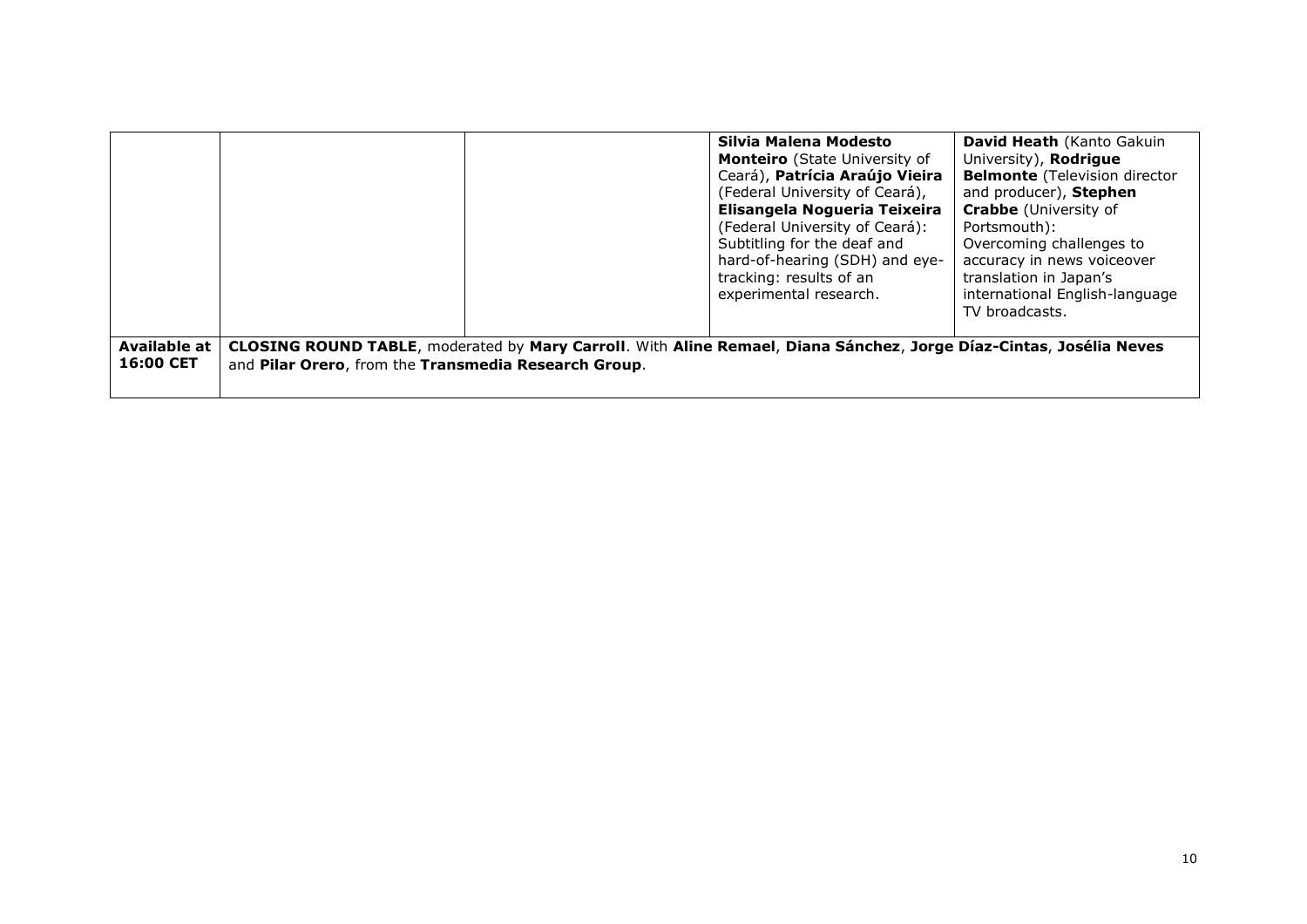|  |  |  | **Silvia Malena Modesto Monteiro** (State University of Ceará), **Patrícia Araújo Vieira** (Federal University of Ceará), **Elisangela Nogueria Teixeira** (Federal University of Ceará): Subtitling for the deaf and hard-of-hearing (SDH) and eye-tracking: results of an experimental research. | **David Heath** (Kanto Gakuin University), **Rodrigue Belmonte** (Television director and producer), **Stephen Crabbe** (University of Portsmouth): Overcoming challenges to accuracy in news voiceover translation in Japan's international English-language TV broadcasts. |
|---|---|---|---|---|
| **Available at 16:00 CET** | **CLOSING ROUND TABLE**, moderated by **Mary Carroll**. With **Aline Remael**, **Diana Sánchez**, **Jorge Díaz-Cintas**, **Josélia Neves** and **Pilar Orero**, from the **Transmedia Research Group**. |  |  |  |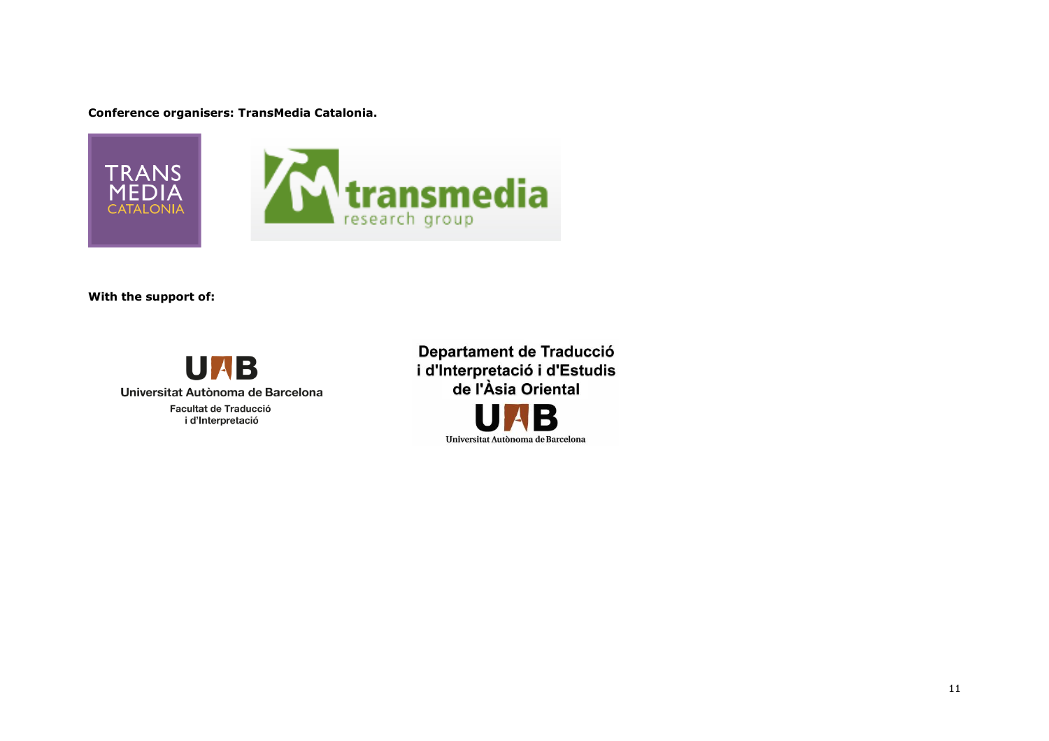**Conference organisers: TransMedia Catalonia.**

TRANS MEDIA CATALONIA

transmedia research group

**With the support of:**

UAB
Universitat Autònoma de Barcelona
Facultat de Traducció i d'Interpretació

Departament de Traducció i d'Interpretació i d'Estudis de l'Àsia Oriental
UAB
Universitat Autònoma de Barcelona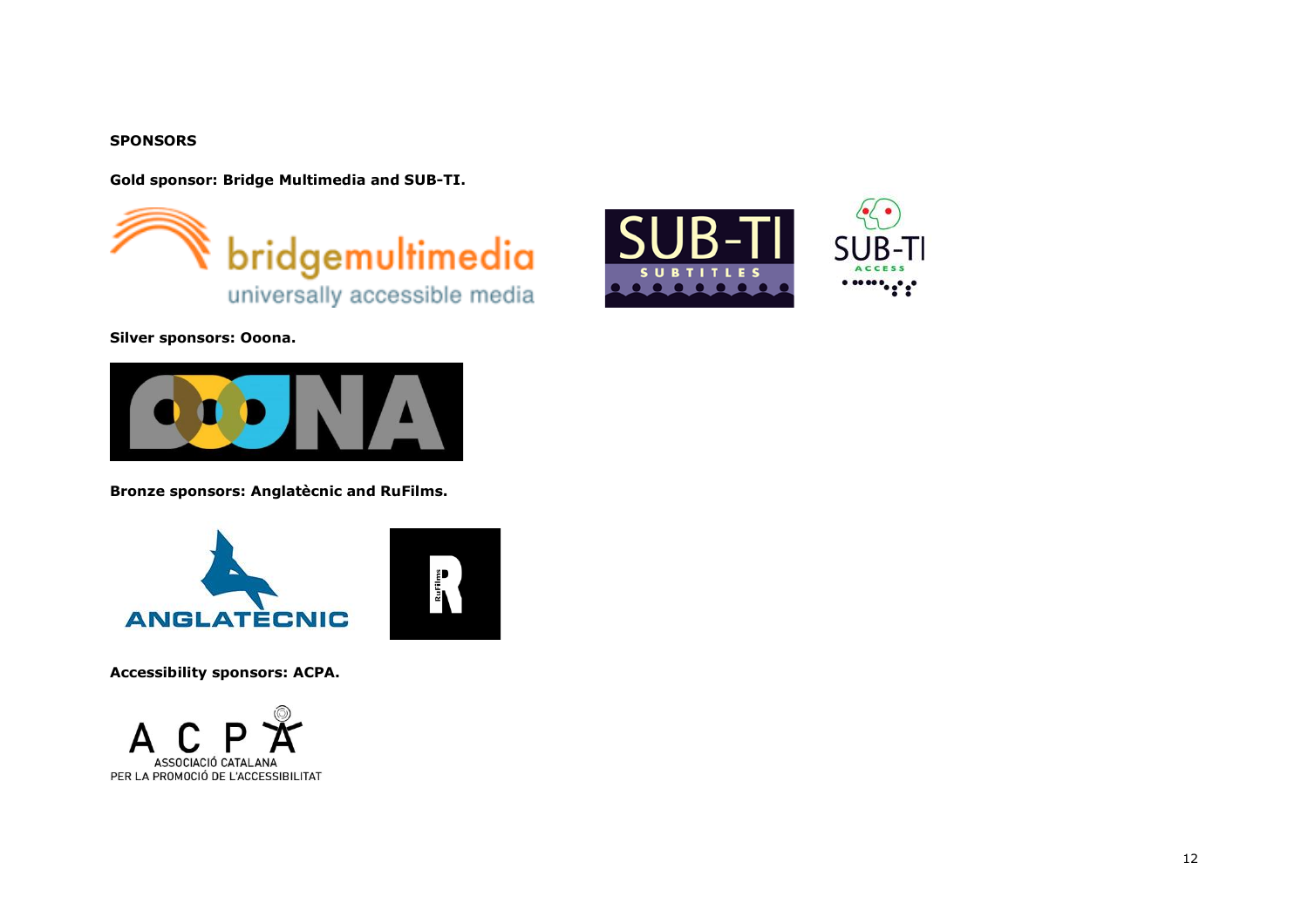**SPONSORS**

**Gold sponsor: Bridge Multimedia and SUB-TI.**

**Silver sponsors: Ooona.**

**Bronze sponsors: Anglatècnic and RuFilms.**

**Accessibility sponsors: ACPA.**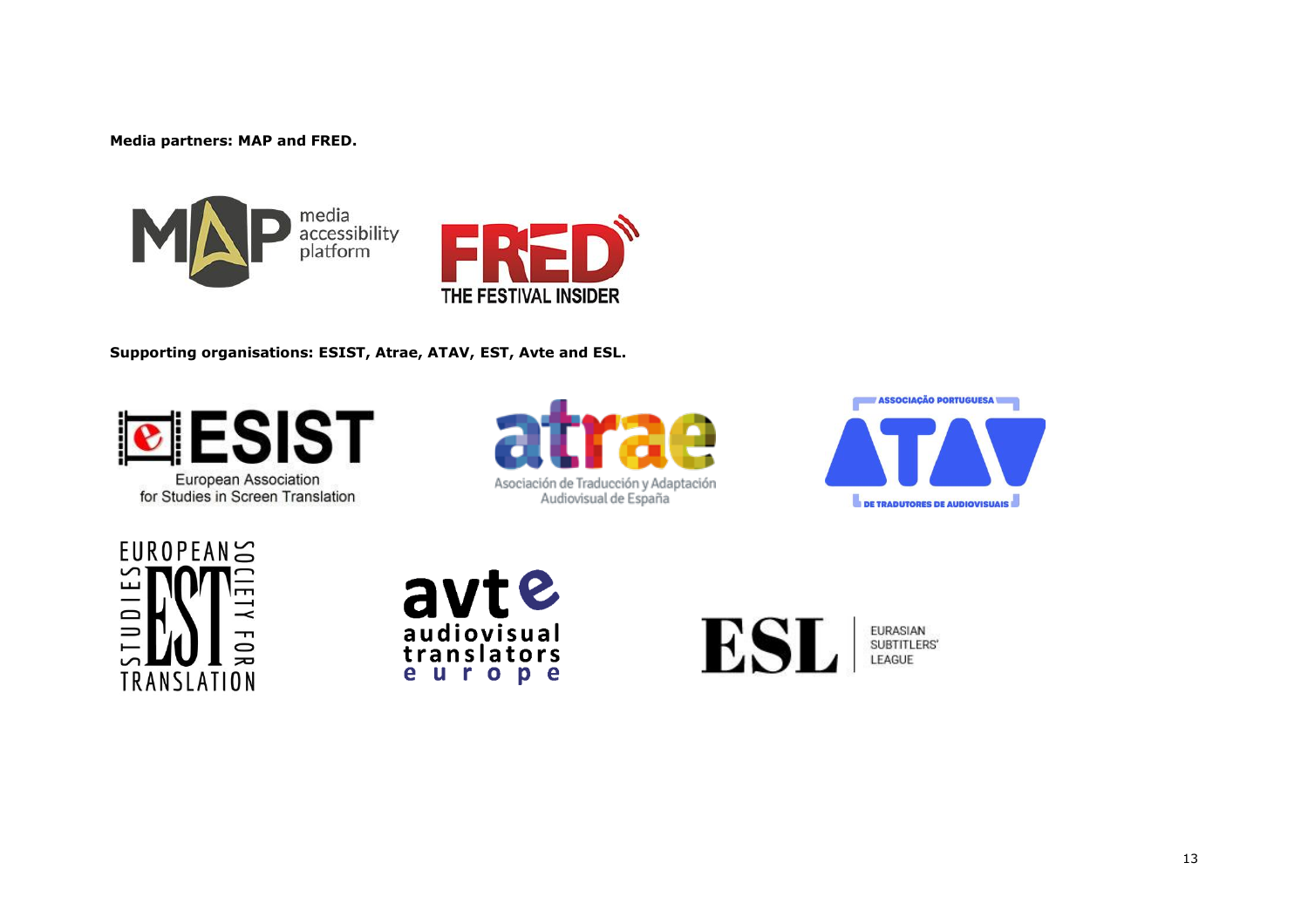**Media partners: MAP and FRED.**

**Supporting organisations: ESIST, Atrae, ATAV, EST, Avte and ESL.**